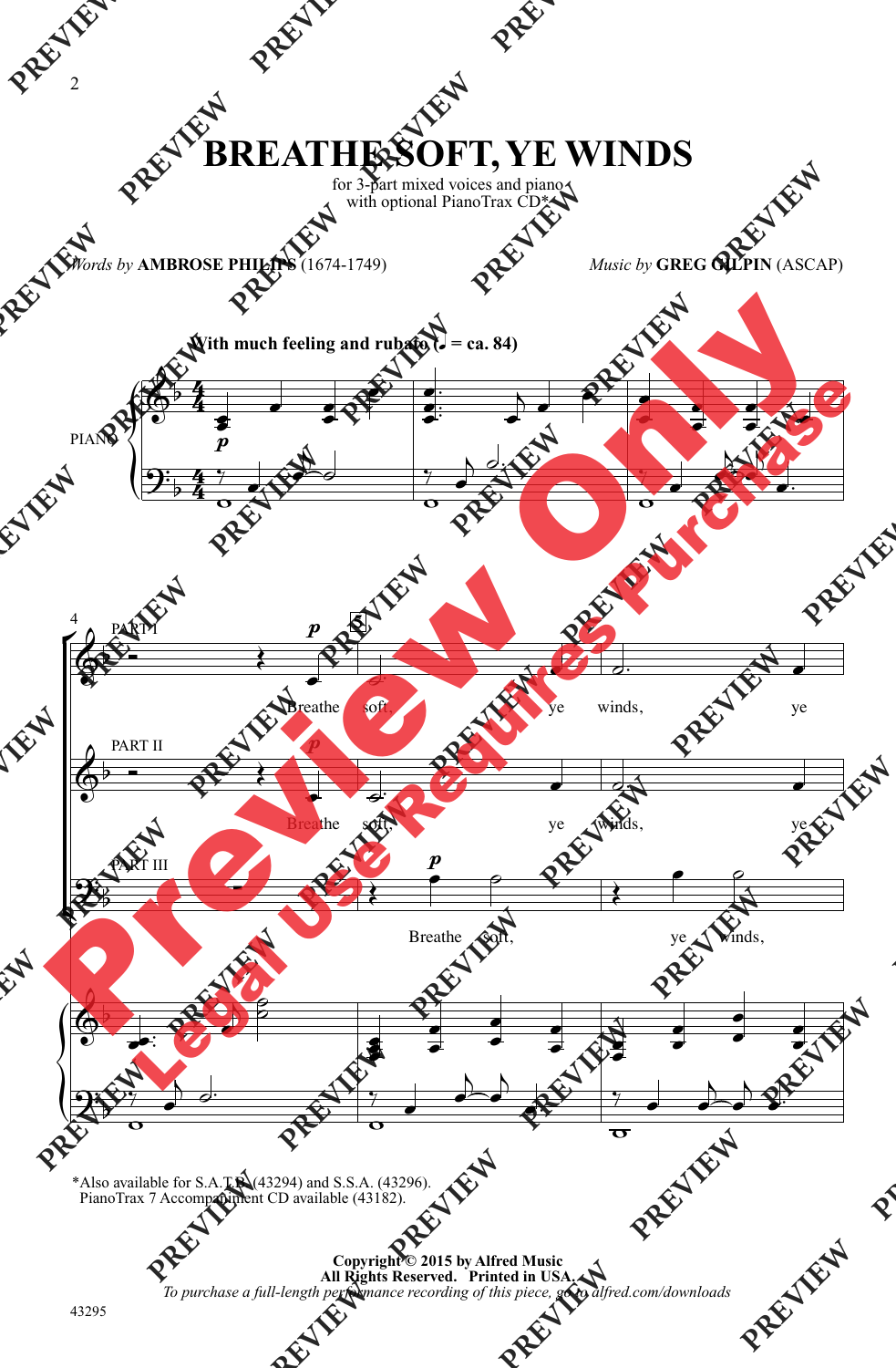# BREATHE SOFT, YE WINDS

for 3-part mixed voices and piano
with optional PianoTrax CD*

*Words by* **AMBROSE PHILIPS** (1674-1749)

*Music by* **GREG GILPIN** (ASCAP)

**With much feeling and rubato (♩ = ca. 84)**

PIANO

PART I

PART II

PART III

Breathe soft, ye winds, ye

Breathe soft, ye winds, ye

Breathe soft, ye winds,

*Also available for S.A.T.B. (43294) and S.S.A. (43296).
PianoTrax 7 Accompaniment CD available (43182).

**Copyright © 2015 by Alfred Music**
**All Rights Reserved. Printed in USA.**
*To purchase a full-length performance recording of this piece, go to alfred.com/downloads*

43295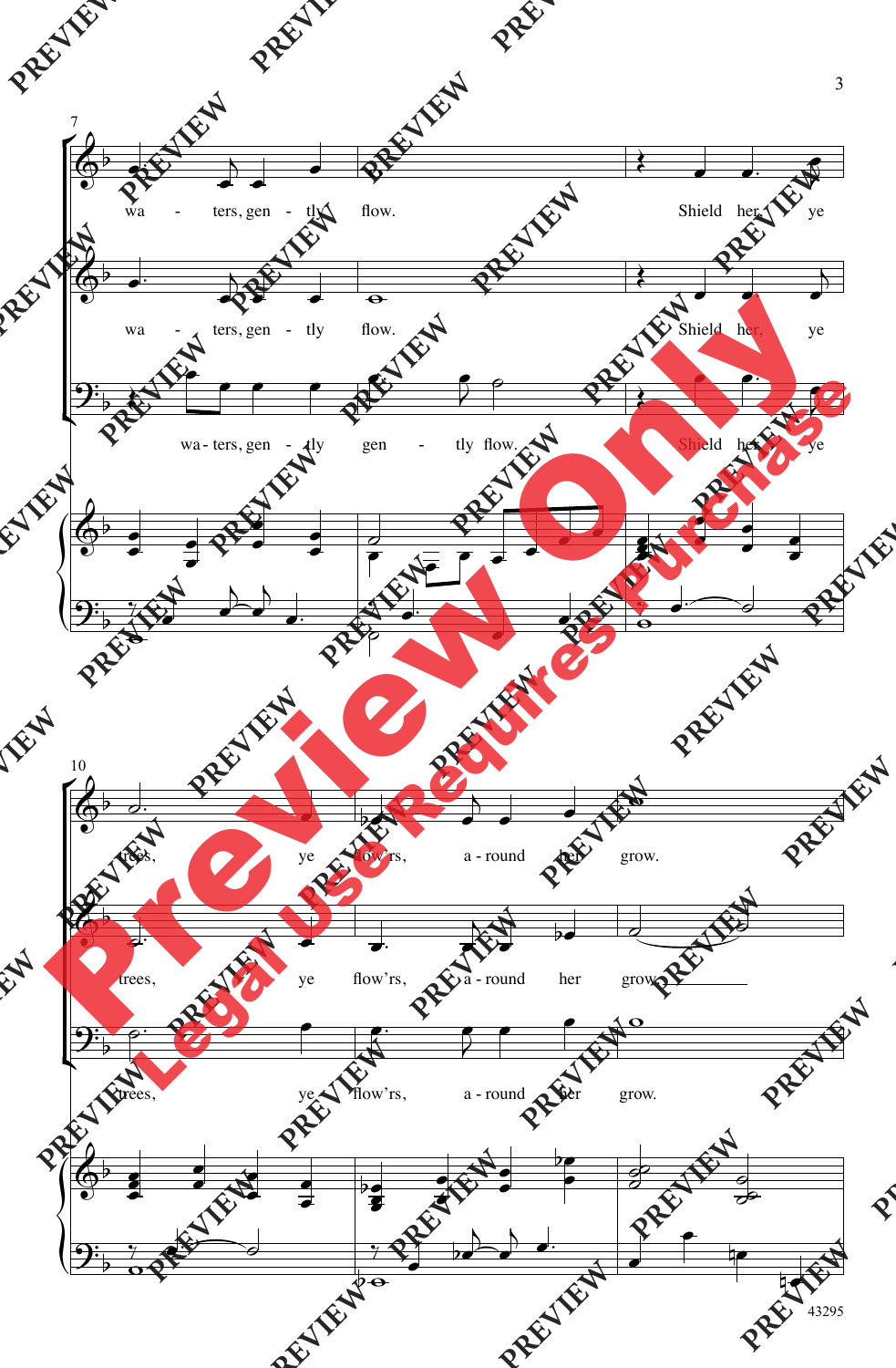wa - ters, gen - tly flow. Shield her, ye

wa - ters, gen - tly flow. Shield her, ye

wa - ters, gen - tly gen - tly flow. Shield her, ye

trees, ye flow'rs, a - round her grow.

trees, ye flow'rs, a - round her grow.

trees, ye flow'rs, a - round her grow.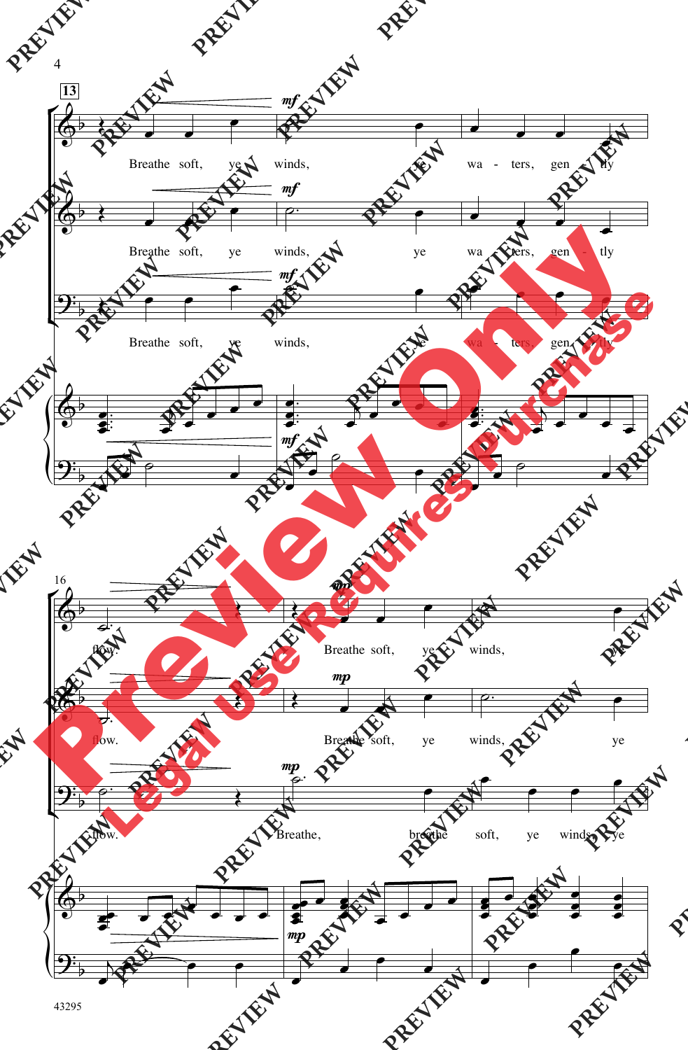13

*mf*

Breathe soft, ye winds, ye wa - ters, gen - tly

Breathe soft, ye winds, ye wa - ters, gen - tly

Breathe soft, ye winds, ye wa - ters, gen - tly

16

*mp*

flow. Breathe soft, ye winds, ye

flow. Breathe soft, ye winds, ye

flow. Breathe, breathe soft, ye winds, ye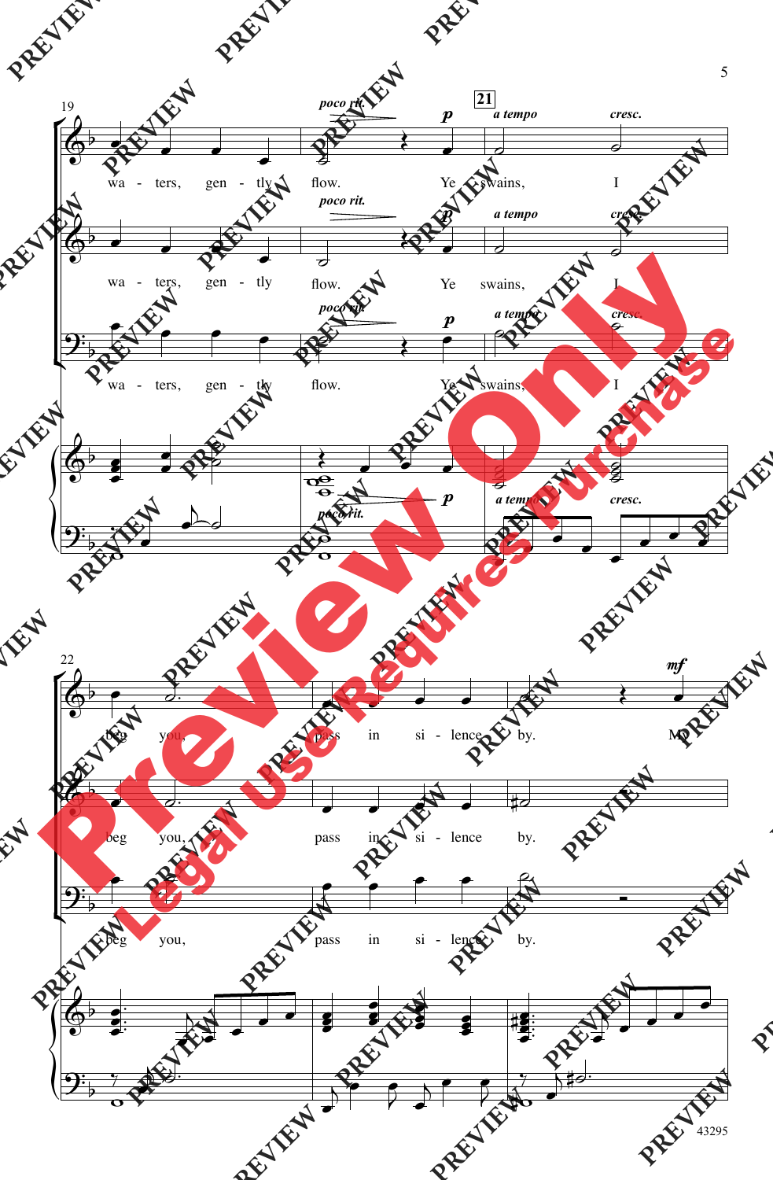19

*poco rit.* — *p* — **21** *a tempo* — *cresc.*

wa - ters, gen - tly flow. Ye swains, I

wa - ters, gen - tly flow. Ye swains, I

wa - ters, gen - tly flow. Ye swains, I

*poco rit.* — *p* — *a tempo* — *cresc.*

22

*mf*

beg you, pass in si - lence by. My

beg you, pass in si - lence by.

beg you, pass in si - lence by.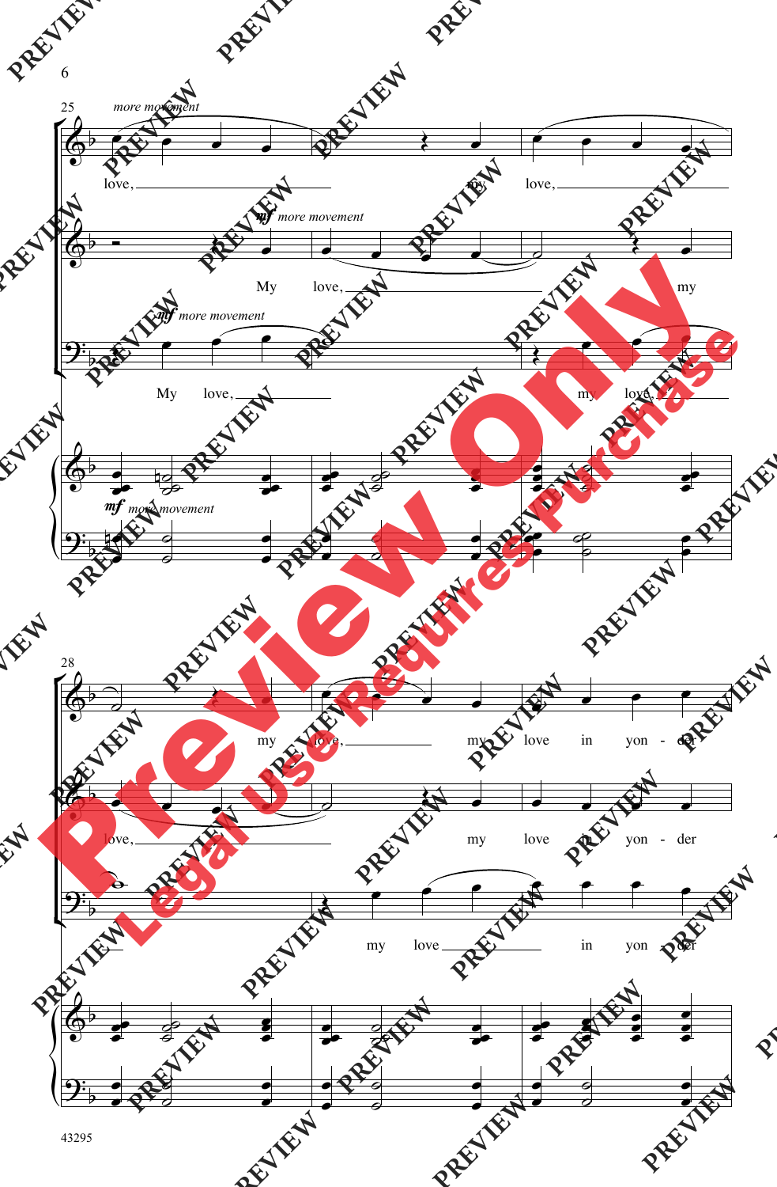25

*more movement*

love, my love,

*mf more movement*

My love, my

*mf more movement*

My love, my love,

*mf more movement*

28

my love, my love in yon - der

love, my love in yon - der

my love in yon - der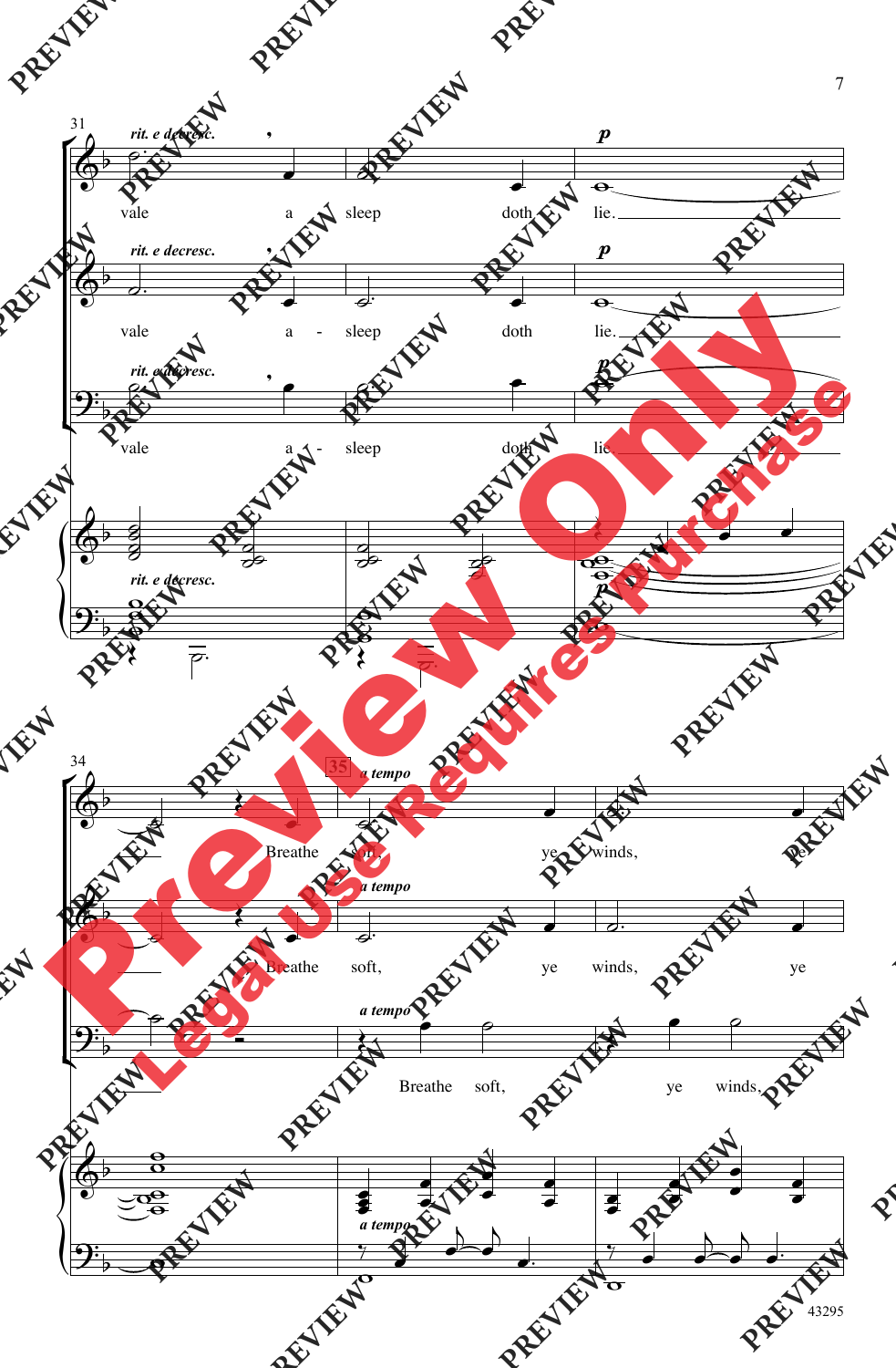31

*rit. e decresc.*

vale a sleep doth lie.

vale a - sleep doth lie.

vale a - sleep doth lie.

**p**

34

35 *a tempo*

Breathe soft, ye winds, ye

Breathe soft, ye winds, ye

Breathe soft, ye winds,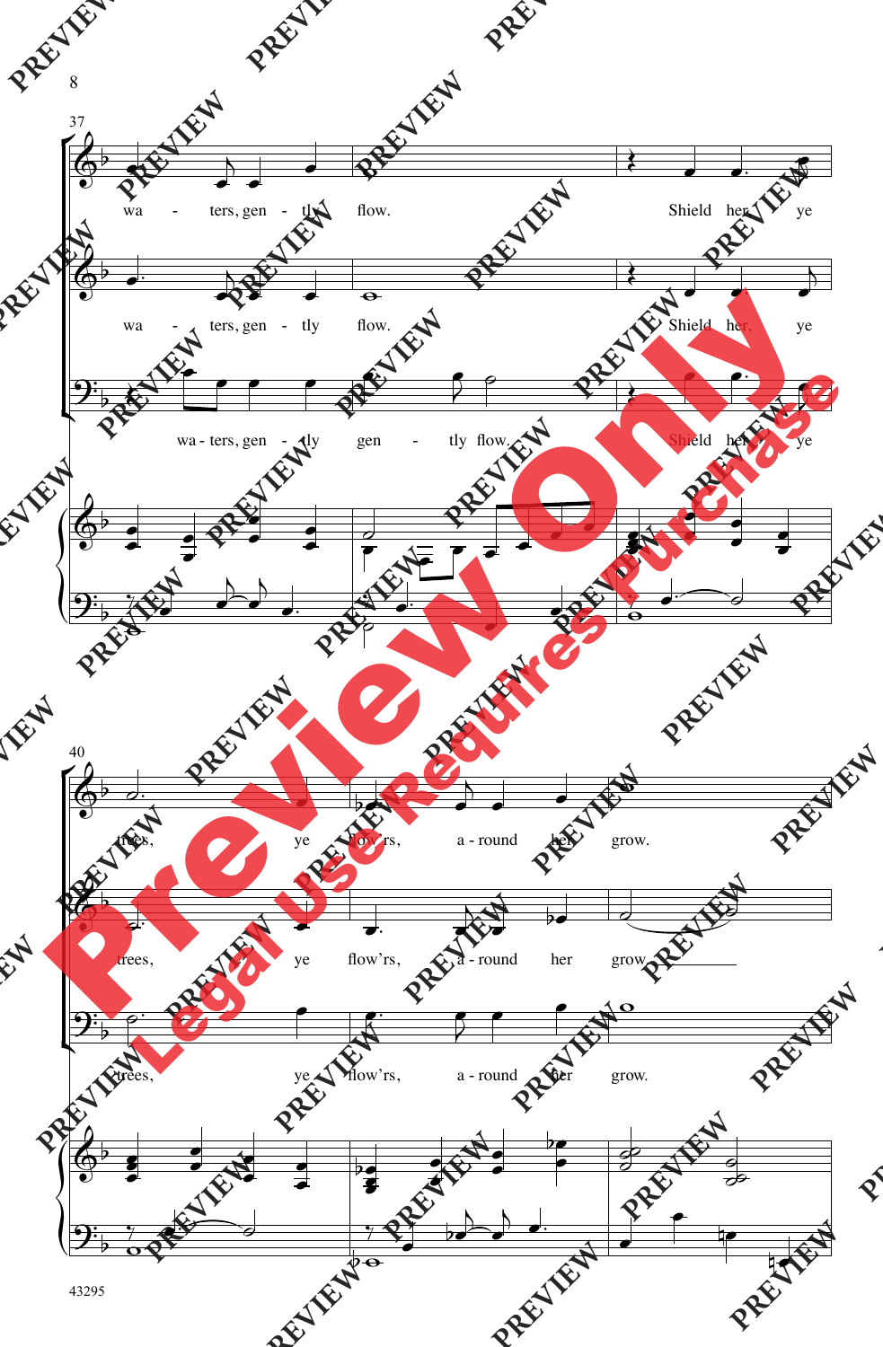37

wa - ters, gen - tly flow. Shield her, ye

wa - ters, gen - tly flow. Shield her, ye

wa - ters, gen - tly gen - tly flow. Shield her, ye

40

trees, ye flow'rs, a - round her grow.

trees, ye flow'rs, a - round her grow.

trees, ye flow'rs, a - round her grow.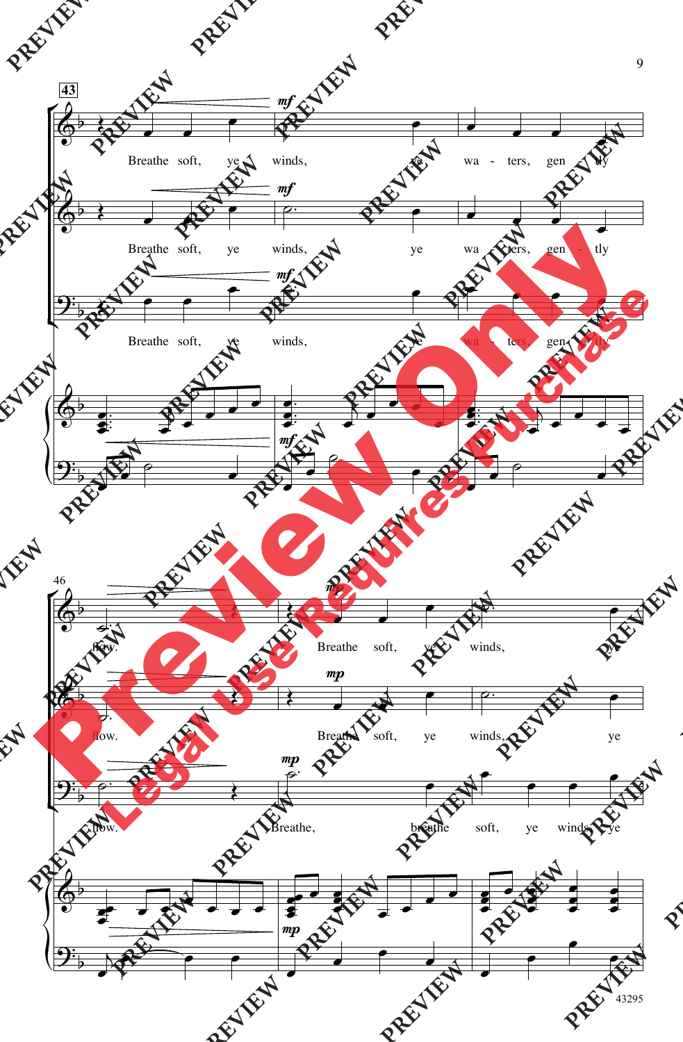43

Breathe soft, ye winds, ye waters, gently flow.

Breathe soft, ye winds, ye waters, gently flow.

Breathe soft, ye winds, ye waters, gently flow.

46

Breathe soft, ye winds, ye

Breathe soft, ye winds, ye

Breathe, breathe soft, ye winds, ye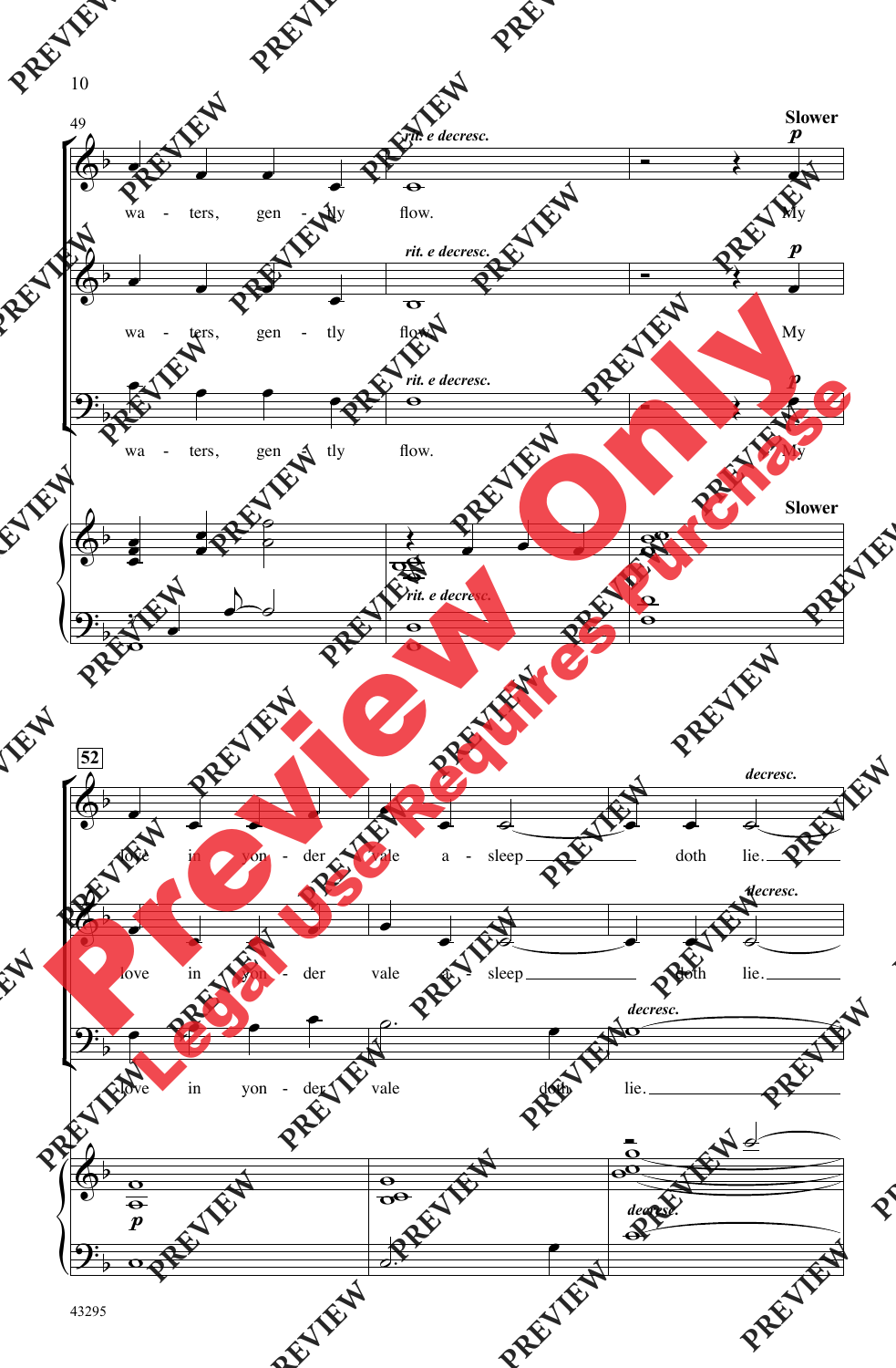49

*rit. e decresc.* **Slower** *p*

wa - ters, gen - tly flow. My

wa - ters, gen - tly flow. My

wa - ters, gen - tly flow. My

**52**

*decresc.*

love in yon - der vale a - sleep doth lie.

love in yon - der vale a - sleep doth lie.

love in yon - der vale doth lie.